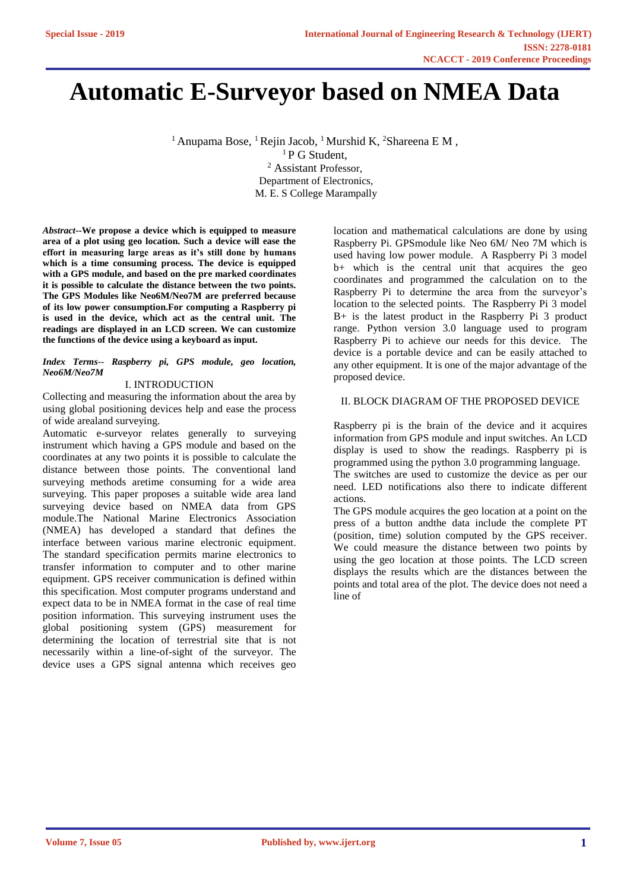# Automatic E-Surveyor based on NMEA Data

[1] Anupama Bose, [1] Rejin Jacob, [1] Murshid K, [2]Shareena E M ,
[1] P G Student,
[2] Assistant Professor,
Department of Electronics,
M. E. S College Marampally

***Abstract*--We propose a device which is equipped to measure area of a plot using geo location. Such a device will ease the effort in measuring large areas as it's still done by humans which is a time consuming process. The device is equipped with a GPS module, and based on the pre marked coordinates it is possible to calculate the distance between the two points. The GPS Modules like Neo6M/Neo7M are preferred because of its low power consumption.For computing a Raspberry pi is used in the device, which act as the central unit. The readings are displayed in an LCD screen. We can customize the functions of the device using a keyboard as input.**

***Index Terms*-- *Raspberry pi, GPS module, geo location, Neo6M/Neo7M***

## I. INTRODUCTION

Collecting and measuring the information about the area by using global positioning devices help and ease the process of wide arealand surveying.

Automatic e-surveyor relates generally to surveying instrument which having a GPS module and based on the coordinates at any two points it is possible to calculate the distance between those points. The conventional land surveying methods aretime consuming for a wide area surveying. This paper proposes a suitable wide area land surveying device based on NMEA data from GPS module.The National Marine Electronics Association (NMEA) has developed a standard that defines the interface between various marine electronic equipment. The standard specification permits marine electronics to transfer information to computer and to other marine equipment. GPS receiver communication is defined within this specification. Most computer programs understand and expect data to be in NMEA format in the case of real time position information. This surveying instrument uses the global positioning system (GPS) measurement for determining the location of terrestrial site that is not necessarily within a line-of-sight of the surveyor. The device uses a GPS signal antenna which receives geo location and mathematical calculations are done by using Raspberry Pi. GPSmodule like Neo 6M/ Neo 7M which is used having low power module. A Raspberry Pi 3 model b+ which is the central unit that acquires the geo coordinates and programmed the calculation on to the Raspberry Pi to determine the area from the surveyor's location to the selected points. The Raspberry Pi 3 model B+ is the latest product in the Raspberry Pi 3 product range. Python version 3.0 language used to program Raspberry Pi to achieve our needs for this device. The device is a portable device and can be easily attached to any other equipment. It is one of the major advantage of the proposed device.

## II. BLOCK DIAGRAM OF THE PROPOSED DEVICE

Raspberry pi is the brain of the device and it acquires information from GPS module and input switches. An LCD display is used to show the readings. Raspberry pi is programmed using the python 3.0 programming language.

The switches are used to customize the device as per our need. LED notifications also there to indicate different actions.

The GPS module acquires the geo location at a point on the press of a button andthe data include the complete PT (position, time) solution computed by the GPS receiver. We could measure the distance between two points by using the geo location at those points. The LCD screen displays the results which are the distances between the points and total area of the plot. The device does not need a line of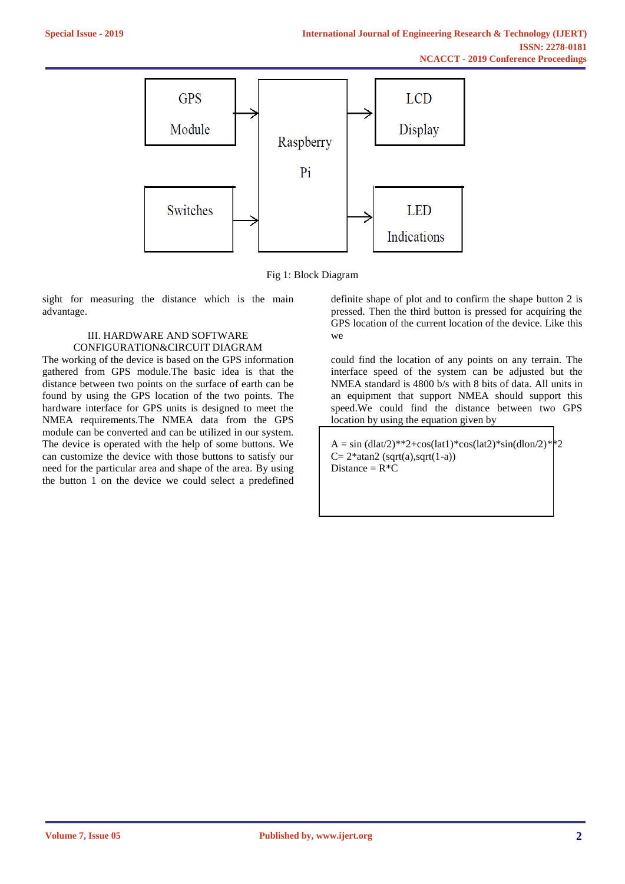Fig 1: Block Diagram

sight for measuring the distance which is the main advantage.

## III. HARDWARE AND SOFTWARE CONFIGURATION&CIRCUIT DIAGRAM

The working of the device is based on the GPS information gathered from GPS module.The basic idea is that the distance between two points on the surface of earth can be found by using the GPS location of the two points. The hardware interface for GPS units is designed to meet the NMEA requirements.The NMEA data from the GPS module can be converted and can be utilized in our system. The device is operated with the help of some buttons. We can customize the device with those buttons to satisfy our need for the particular area and shape of the area. By using the button 1 on the device we could select a predefined definite shape of plot and to confirm the shape button 2 is pressed. Then the third button is pressed for acquiring the GPS location of the current location of the device. Like this we

could find the location of any points on any terrain. The interface speed of the system can be adjusted but the NMEA standard is 4800 b/s with 8 bits of data. All units in an equipment that support NMEA should support this speed.We could find the distance between two GPS location by using the equation given by

A = sin (dlat/2)**2+cos(lat1)*cos(lat2)*sin(dlon/2)**2
C= 2*atan2 (sqrt(a),sqrt(1-a))
Distance = R*C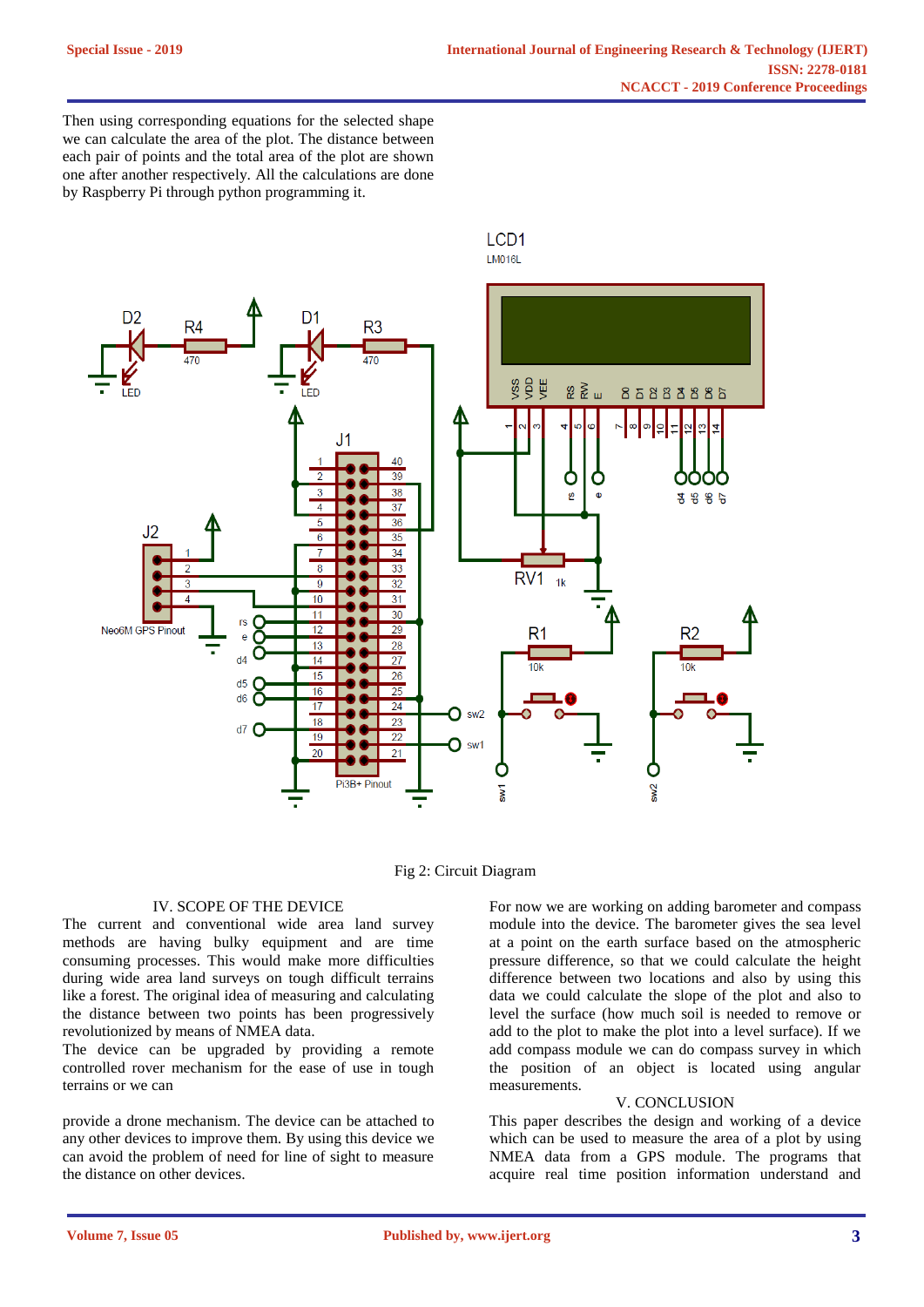Then using corresponding equations for the selected shape we can calculate the area of the plot. The distance between each pair of points and the total area of the plot are shown one after another respectively. All the calculations are done by Raspberry Pi through python programming it.

Fig 2: Circuit Diagram

## IV. SCOPE OF THE DEVICE

The current and conventional wide area land survey methods are having bulky equipment and are time consuming processes. This would make more difficulties during wide area land surveys on tough difficult terrains like a forest. The original idea of measuring and calculating the distance between two points has been progressively revolutionized by means of NMEA data.

The device can be upgraded by providing a remote controlled rover mechanism for the ease of use in tough terrains or we can

provide a drone mechanism. The device can be attached to any other devices to improve them. By using this device we can avoid the problem of need for line of sight to measure the distance on other devices.

For now we are working on adding barometer and compass module into the device. The barometer gives the sea level at a point on the earth surface based on the atmospheric pressure difference, so that we could calculate the height difference between two locations and also by using this data we could calculate the slope of the plot and also to level the surface (how much soil is needed to remove or add to the plot to make the plot into a level surface). If we add compass module we can do compass survey in which the position of an object is located using angular measurements.

## V. CONCLUSION

This paper describes the design and working of a device which can be used to measure the area of a plot by using NMEA data from a GPS module. The programs that acquire real time position information understand and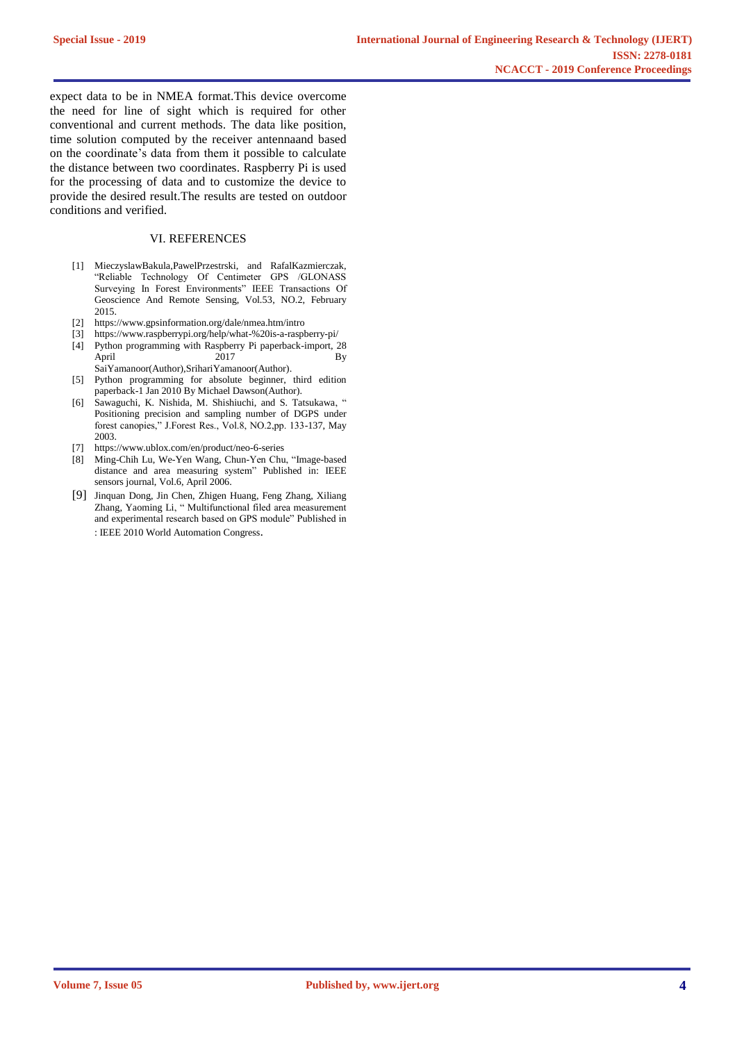expect data to be in NMEA format.This device overcome the need for line of sight which is required for other conventional and current methods. The data like position, time solution computed by the receiver antennaand based on the coordinate's data from them it possible to calculate the distance between two coordinates. Raspberry Pi is used for the processing of data and to customize the device to provide the desired result.The results are tested on outdoor conditions and verified.

## VI. REFERENCES

[1] MieczyslawBakula,PawelPrzestrski, and RafalKazmierczak, "Reliable Technology Of Centimeter GPS /GLONASS Surveying In Forest Environments" IEEE Transactions Of Geoscience And Remote Sensing, Vol.53, NO.2, February 2015.

[2] https://www.gpsinformation.org/dale/nmea.htm/intro

[3] https://www.raspberrypi.org/help/what-%20is-a-raspberry-pi/

[4] Python programming with Raspberry Pi paperback-import, 28 April 2017 By SaiYamanoor(Author),SrihariYamanoor(Author).

[5] Python programming for absolute beginner, third edition paperback-1 Jan 2010 By Michael Dawson(Author).

[6] Sawaguchi, K. Nishida, M. Shishiuchi, and S. Tatsukawa, " Positioning precision and sampling number of DGPS under forest canopies," J.Forest Res., Vol.8, NO.2,pp. 133-137, May 2003.

[7] https://www.ublox.com/en/product/neo-6-series

[8] Ming-Chih Lu, We-Yen Wang, Chun-Yen Chu, "Image-based distance and area measuring system" Published in: IEEE sensors journal, Vol.6, April 2006.

[9] Jinquan Dong, Jin Chen, Zhigen Huang, Feng Zhang, Xiliang Zhang, Yaoming Li, " Multifunctional filed area measurement and experimental research based on GPS module" Published in : IEEE 2010 World Automation Congress.